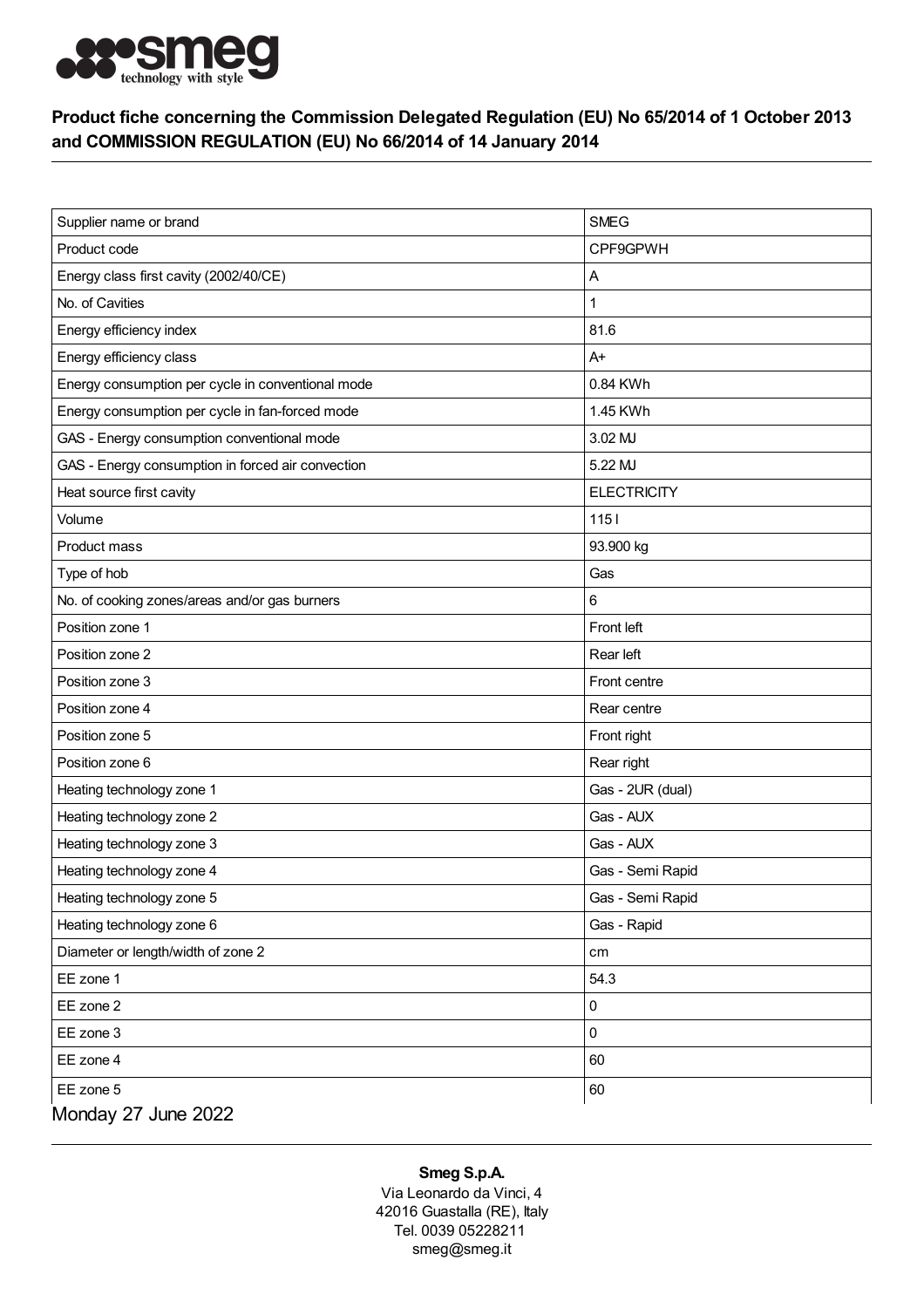**Product fiche concerning the Commission Delegated Regulation (EU) No 65/2014 of 1 October 2013 and COMMISSION REGULATION (EU) No 66/2014 of 14 January 2014**

| Supplier name or brand | SMEG |
|---|---|
| Product code | CPF9GPWH |
| Energy class first cavity (2002/40/CE) | A |
| No. of Cavities | 1 |
| Energy efficiency index | 81.6 |
| Energy efficiency class | A+ |
| Energy consumption per cycle in conventional mode | 0.84 KWh |
| Energy consumption per cycle in fan-forced mode | 1.45 KWh |
| GAS - Energy consumption conventional mode | 3.02 MJ |
| GAS - Energy consumption in forced air convection | 5.22 MJ |
| Heat source first cavity | ELECTRICITY |
| Volume | 115 l |
| Product mass | 93.900 kg |
| Type of hob | Gas |
| No. of cooking zones/areas and/or gas burners | 6 |
| Position zone 1 | Front left |
| Position zone 2 | Rear left |
| Position zone 3 | Front centre |
| Position zone 4 | Rear centre |
| Position zone 5 | Front right |
| Position zone 6 | Rear right |
| Heating technology zone 1 | Gas - 2UR (dual) |
| Heating technology zone 2 | Gas - AUX |
| Heating technology zone 3 | Gas - AUX |
| Heating technology zone 4 | Gas - Semi Rapid |
| Heating technology zone 5 | Gas - Semi Rapid |
| Heating technology zone 6 | Gas - Rapid |
| Diameter or length/width of zone 2 | cm |
| EE zone 1 | 54.3 |
| EE zone 2 | 0 |
| EE zone 3 | 0 |
| EE zone 4 | 60 |
| EE zone 5 | 60 |

Monday 27 June 2022

**Smeg S.p.A.**
Via Leonardo da Vinci, 4
42016 Guastalla (RE), Italy
Tel. 0039 05228211
smeg@smeg.it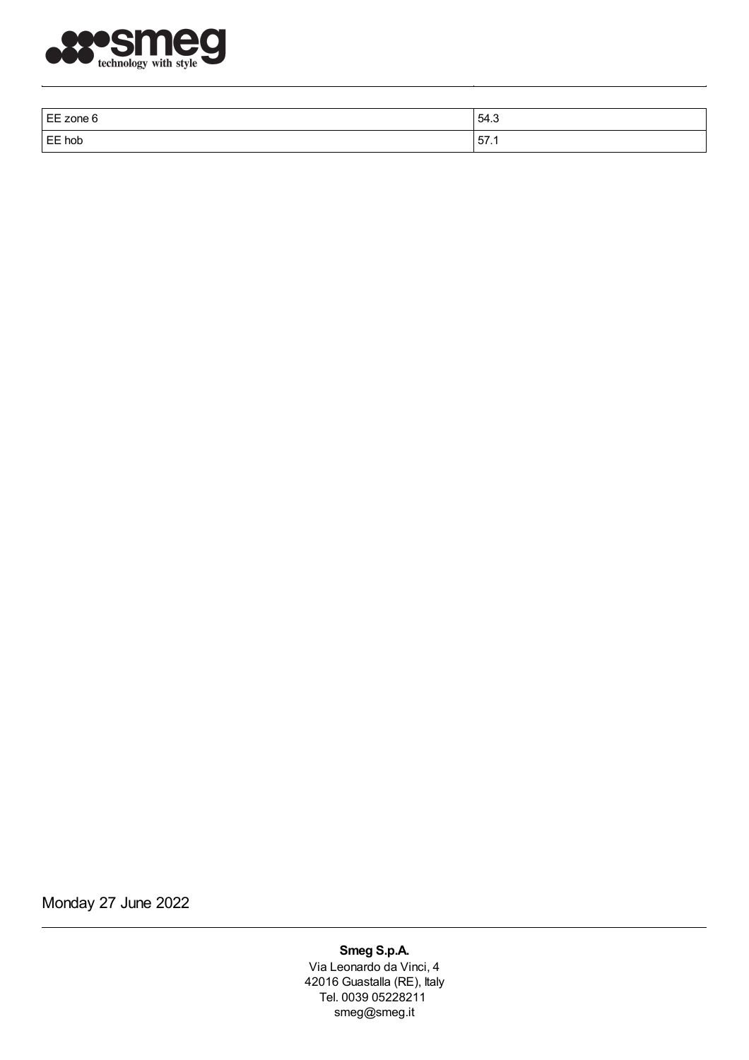| | |
|---|---|
| EE zone 6 | 54.3 |
| EE hob | 57.1 |

Monday 27 June 2022

**Smeg S.p.A.**
Via Leonardo da Vinci, 4
42016 Guastalla (RE), Italy
Tel. 0039 05228211
smeg@smeg.it